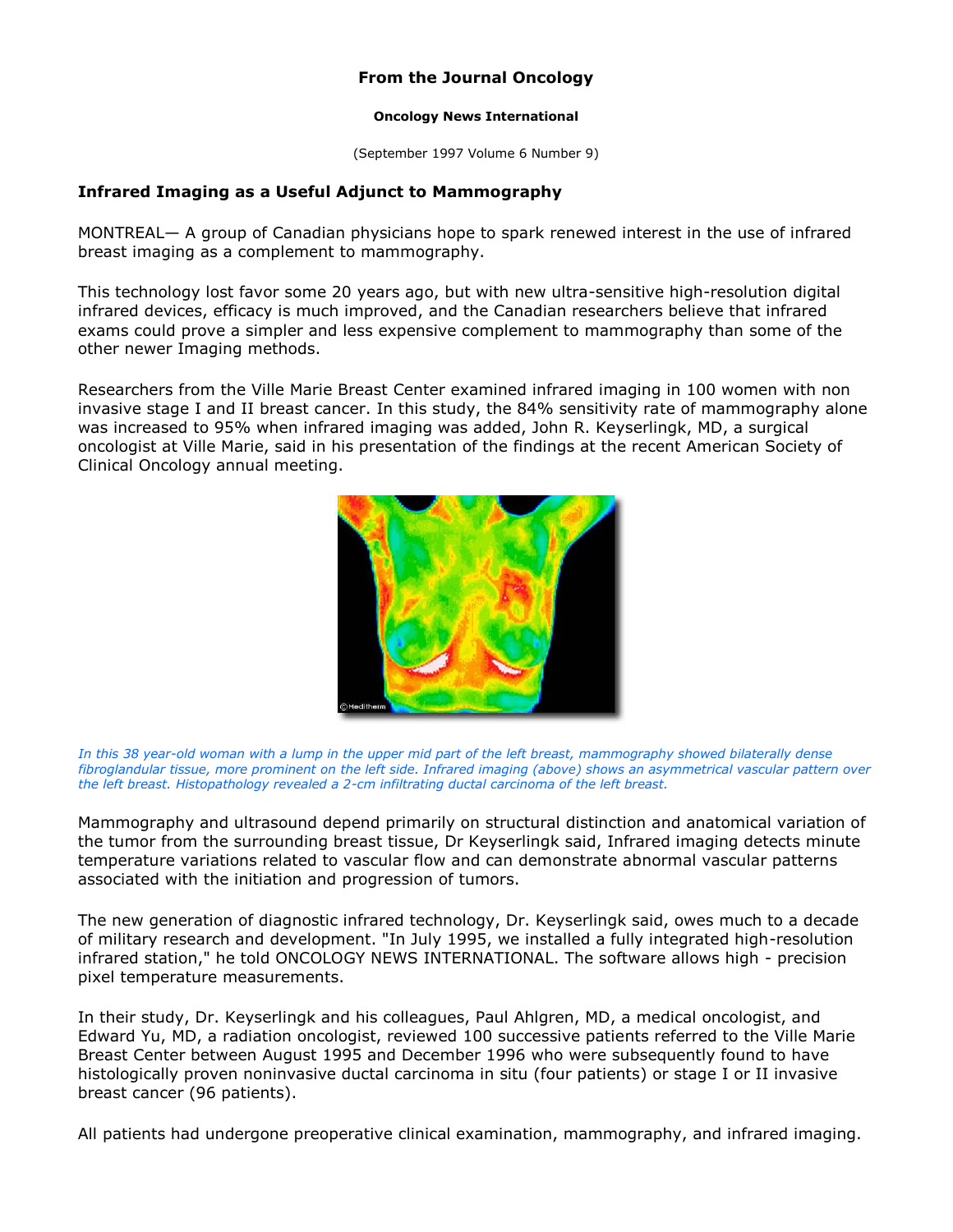**From the Journal Oncology**

**Oncology News International**

(September 1997 Volume 6 Number 9)

### Infrared Imaging as a Useful Adjunct to Mammography

MONTREAL— A group of Canadian physicians hope to spark renewed interest in the use of infrared breast imaging as a complement to mammography.

This technology lost favor some 20 years ago, but with new ultra-sensitive high-resolution digital infrared devices, efficacy is much improved, and the Canadian researchers believe that infrared exams could prove a simpler and less expensive complement to mammography than some of the other newer Imaging methods.

Researchers from the Ville Marie Breast Center examined infrared imaging in 100 women with non invasive stage I and II breast cancer. In this study, the 84% sensitivity rate of mammography alone was increased to 95% when infrared imaging was added, John R. Keyserlingk, MD, a surgical oncologist at Ville Marie, said in his presentation of the findings at the recent American Society of Clinical Oncology annual meeting.

*In this 38 year-old woman with a lump in the upper mid part of the left breast, mammography showed bilaterally dense fibroglandular tissue, more prominent on the left side. Infrared imaging (above) shows an asymmetrical vascular pattern over the left breast. Histopathology revealed a 2-cm infiltrating ductal carcinoma of the left breast.*

Mammography and ultrasound depend primarily on structural distinction and anatomical variation of the tumor from the surrounding breast tissue, Dr Keyserlingk said, Infrared imaging detects minute temperature variations related to vascular flow and can demonstrate abnormal vascular patterns associated with the initiation and progression of tumors.

The new generation of diagnostic infrared technology, Dr. Keyserlingk said, owes much to a decade of military research and development. "In July 1995, we installed a fully integrated high-resolution infrared station," he told ONCOLOGY NEWS INTERNATIONAL. The software allows high - precision pixel temperature measurements.

In their study, Dr. Keyserlingk and his colleagues, Paul Ahlgren, MD, a medical oncologist, and Edward Yu, MD, a radiation oncologist, reviewed 100 successive patients referred to the Ville Marie Breast Center between August 1995 and December 1996 who were subsequently found to have histologically proven noninvasive ductal carcinoma in situ (four patients) or stage I or II invasive breast cancer (96 patients).

All patients had undergone preoperative clinical examination, mammography, and infrared imaging.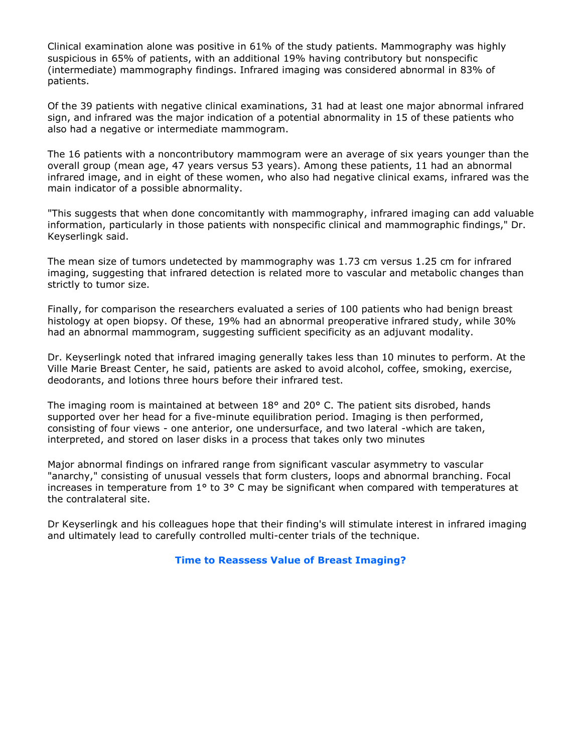Clinical examination alone was positive in 61% of the study patients. Mammography was highly suspicious in 65% of patients, with an additional 19% having contributory but nonspecific (intermediate) mammography findings. Infrared imaging was considered abnormal in 83% of patients.

Of the 39 patients with negative clinical examinations, 31 had at least one major abnormal infrared sign, and infrared was the major indication of a potential abnormality in 15 of these patients who also had a negative or intermediate mammogram.

The 16 patients with a noncontributory mammogram were an average of six years younger than the overall group (mean age, 47 years versus 53 years). Among these patients, 11 had an abnormal infrared image, and in eight of these women, who also had negative clinical exams, infrared was the main indicator of a possible abnormality.

"This suggests that when done concomitantly with mammography, infrared imaging can add valuable information, particularly in those patients with nonspecific clinical and mammographic findings," Dr. Keyserlingk said.

The mean size of tumors undetected by mammography was 1.73 cm versus 1.25 cm for infrared imaging, suggesting that infrared detection is related more to vascular and metabolic changes than strictly to tumor size.

Finally, for comparison the researchers evaluated a series of 100 patients who had benign breast histology at open biopsy. Of these, 19% had an abnormal preoperative infrared study, while 30% had an abnormal mammogram, suggesting sufficient specificity as an adjuvant modality.

Dr. Keyserlingk noted that infrared imaging generally takes less than 10 minutes to perform. At the Ville Marie Breast Center, he said, patients are asked to avoid alcohol, coffee, smoking, exercise, deodorants, and lotions three hours before their infrared test.

The imaging room is maintained at between 18° and 20° C. The patient sits disrobed, hands supported over her head for a five-minute equilibration period. Imaging is then performed, consisting of four views - one anterior, one undersurface, and two lateral -which are taken, interpreted, and stored on laser disks in a process that takes only two minutes

Major abnormal findings on infrared range from significant vascular asymmetry to vascular "anarchy," consisting of unusual vessels that form clusters, loops and abnormal branching. Focal increases in temperature from 1° to 3° C may be significant when compared with temperatures at the contralateral site.

Dr Keyserlingk and his colleagues hope that their finding's will stimulate interest in infrared imaging and ultimately lead to carefully controlled multi-center trials of the technique.

**Time to Reassess Value of Breast Imaging?**